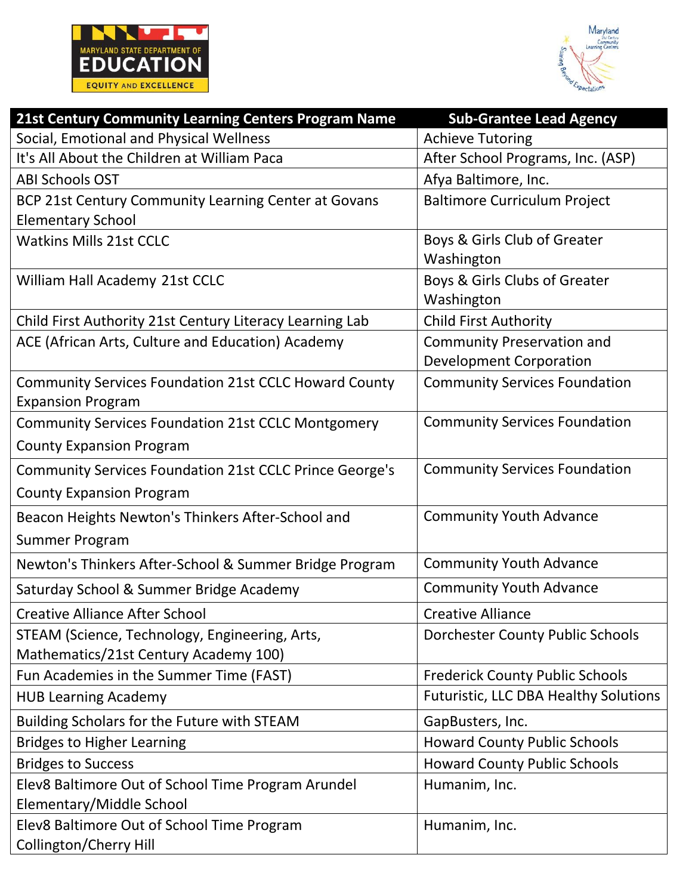| 21st Century Community Learning Centers Program Name | Sub-Grantee Lead Agency |
|---|---|
| Social, Emotional and Physical Wellness | Achieve Tutoring |
| It's All About the Children at William Paca | After School Programs, Inc. (ASP) |
| ABI Schools OST | Afya Baltimore, Inc. |
| BCP 21st Century Community Learning Center at Govans Elementary School | Baltimore Curriculum Project |
| Watkins Mills 21st CCLC | Boys & Girls Club of Greater Washington |
| William Hall Academy 21st CCLC | Boys & Girls Clubs of Greater Washington |
| Child First Authority 21st Century Literacy Learning Lab | Child First Authority |
| ACE (African Arts, Culture and Education) Academy | Community Preservation and Development Corporation |
| Community Services Foundation 21st CCLC Howard County Expansion Program | Community Services Foundation |
| Community Services Foundation 21st CCLC Montgomery County Expansion Program | Community Services Foundation |
| Community Services Foundation 21st CCLC Prince George's County Expansion Program | Community Services Foundation |
| Beacon Heights Newton's Thinkers After-School and Summer Program | Community Youth Advance |
| Newton's Thinkers After-School & Summer Bridge Program | Community Youth Advance |
| Saturday School & Summer Bridge Academy | Community Youth Advance |
| Creative Alliance After School | Creative Alliance |
| STEAM (Science, Technology, Engineering, Arts, Mathematics/21st Century Academy 100) | Dorchester County Public Schools |
| Fun Academies in the Summer Time (FAST) | Frederick County Public Schools |
| HUB Learning Academy | Futuristic, LLC DBA Healthy Solutions |
| Building Scholars for the Future with STEAM | GapBusters, Inc. |
| Bridges to Higher Learning | Howard County Public Schools |
| Bridges to Success | Howard County Public Schools |
| Elev8 Baltimore Out of School Time Program Arundel Elementary/Middle School | Humanim, Inc. |
| Elev8 Baltimore Out of School Time Program Collington/Cherry Hill | Humanim, Inc. |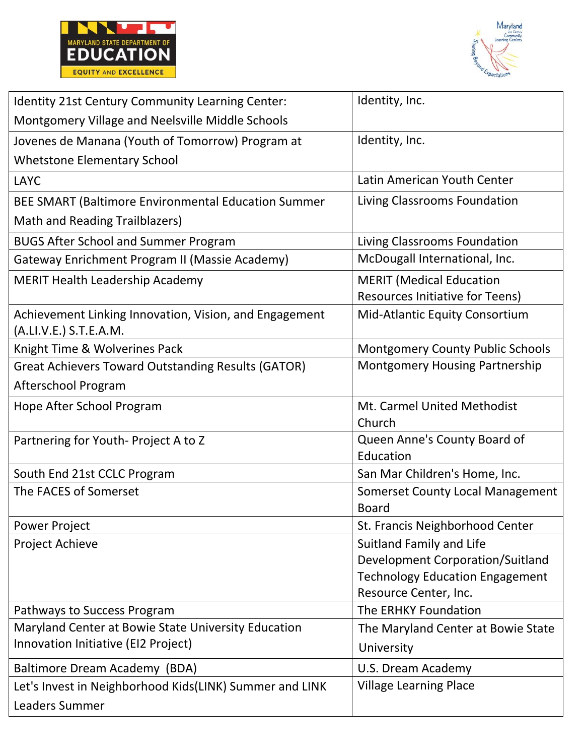| Identity 21st Century Community Learning Center: Montgomery Village and Neelsville Middle Schools | Identity, Inc. |
|---|---|
| Jovenes de Manana (Youth of Tomorrow) Program at Whetstone Elementary School | Identity, Inc. |
| LAYC | Latin American Youth Center |
| BEE SMART (Baltimore Environmental Education Summer Math and Reading Trailblazers) | Living Classrooms Foundation |
| BUGS After School and Summer Program | Living Classrooms Foundation |
| Gateway Enrichment Program II (Massie Academy) | McDougall International, Inc. |
| MERIT Health Leadership Academy | MERIT (Medical Education Resources Initiative for Teens) |
| Achievement Linking Innovation, Vision, and Engagement (A.LI.V.E.) S.T.E.A.M. | Mid-Atlantic Equity Consortium |
| Knight Time & Wolverines Pack | Montgomery County Public Schools |
| Great Achievers Toward Outstanding Results (GATOR) Afterschool Program | Montgomery Housing Partnership |
| Hope After School Program | Mt. Carmel United Methodist Church |
| Partnering for Youth- Project A to Z | Queen Anne's County Board of Education |
| South End 21st CCLC Program | San Mar Children's Home, Inc. |
| The FACES of Somerset | Somerset County Local Management Board |
| Power Project | St. Francis Neighborhood Center |
| Project Achieve | Suitland Family and Life Development Corporation/Suitland Technology Education Engagement Resource Center, Inc. |
| Pathways to Success Program | The ERHKY Foundation |
| Maryland Center at Bowie State University Education Innovation Initiative (EI2 Project) | The Maryland Center at Bowie State University |
| Baltimore Dream Academy (BDA) | U.S. Dream Academy |
| Let's Invest in Neighborhood Kids(LINK) Summer and LINK Leaders Summer | Village Learning Place |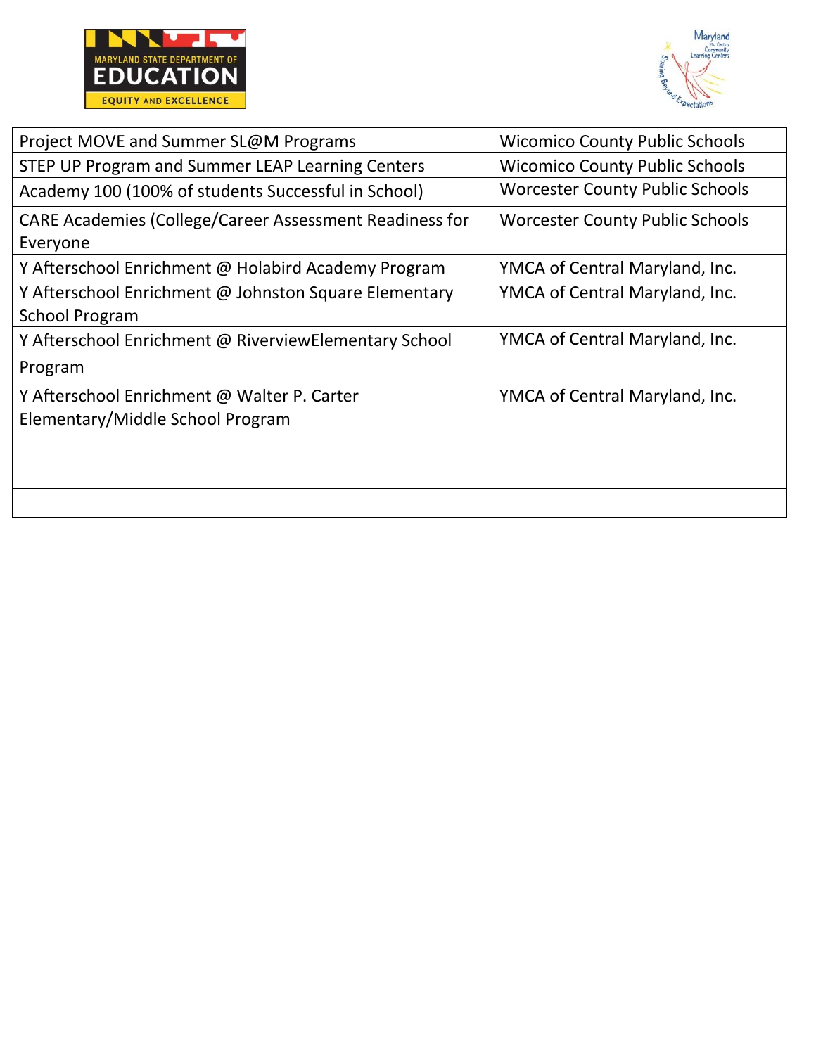| | |
|---|---|
| Project MOVE and Summer SL@M Programs | Wicomico County Public Schools |
| STEP UP Program and Summer LEAP Learning Centers | Wicomico County Public Schools |
| Academy 100 (100% of students Successful in School) | Worcester County Public Schools |
| CARE Academies (College/Career Assessment Readiness for Everyone | Worcester County Public Schools |
| Y Afterschool Enrichment @ Holabird Academy Program | YMCA of Central Maryland, Inc. |
| Y Afterschool Enrichment @ Johnston Square Elementary School Program | YMCA of Central Maryland, Inc. |
| Y Afterschool Enrichment @ RiverviewElementary School Program | YMCA of Central Maryland, Inc. |
| Y Afterschool Enrichment @ Walter P. Carter Elementary/Middle School Program | YMCA of Central Maryland, Inc. |
| | |
| | |
| | |